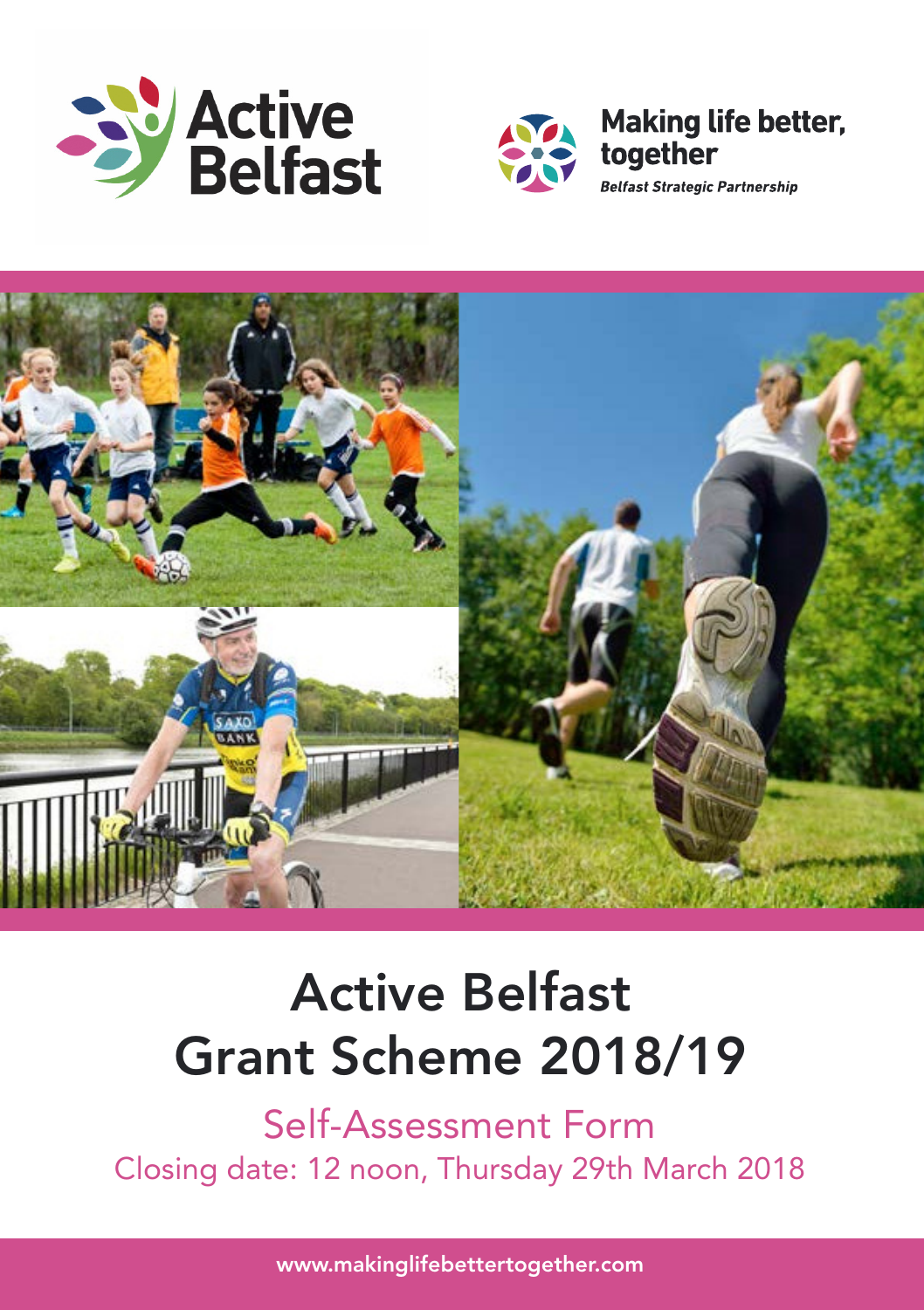Active Belfast

Making life better, together

*Belfast Strategic Partnership*

# Active Belfast Grant Scheme 2018/19

## Self-Assessment Form

Closing date: 12 noon, Thursday 29th March 2018

www.makinglifebettertogether.com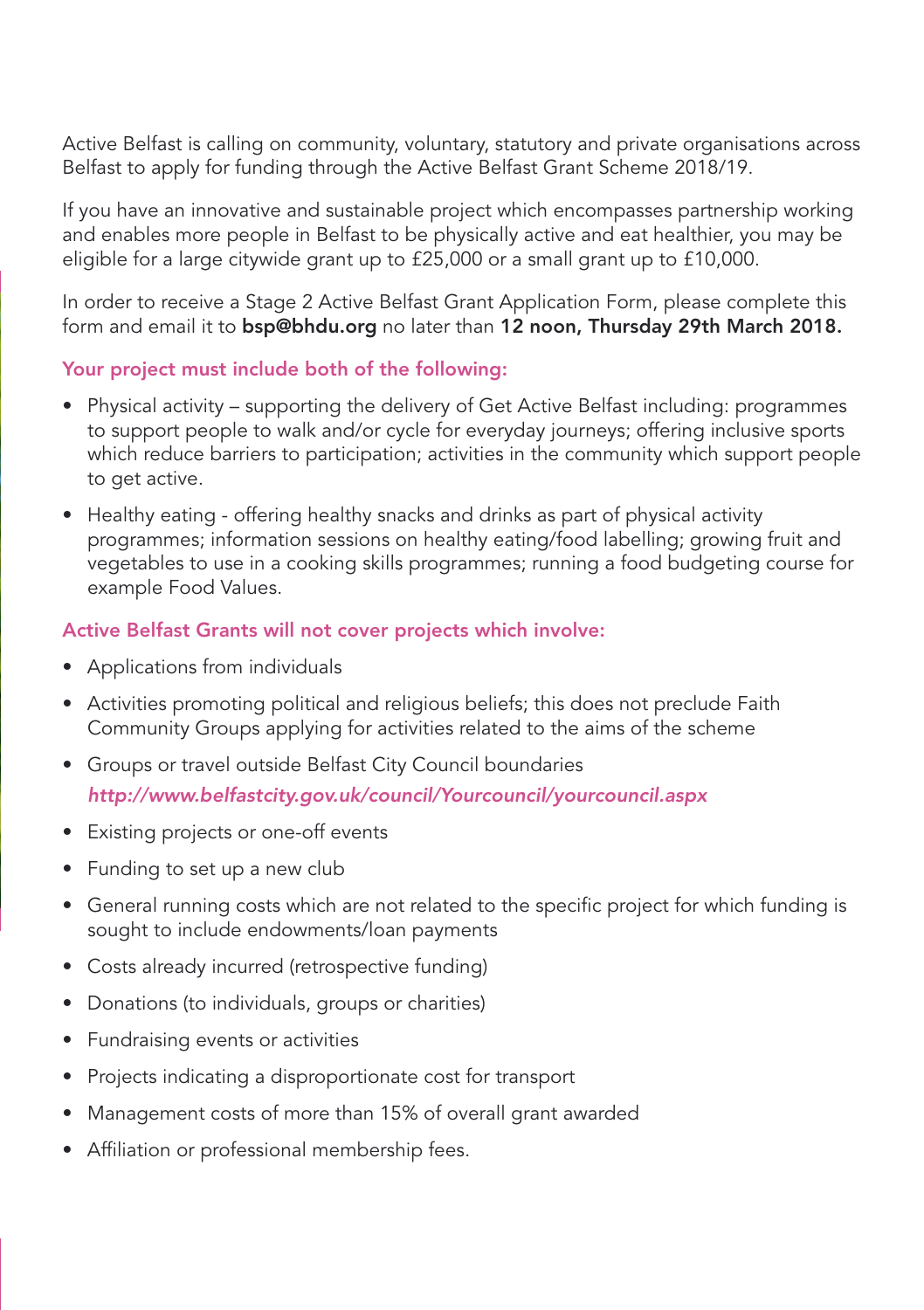Active Belfast is calling on community, voluntary, statutory and private organisations across Belfast to apply for funding through the Active Belfast Grant Scheme 2018/19.

If you have an innovative and sustainable project which encompasses partnership working and enables more people in Belfast to be physically active and eat healthier, you may be eligible for a large citywide grant up to £25,000 or a small grant up to £10,000.

In order to receive a Stage 2 Active Belfast Grant Application Form, please complete this form and email it to **bsp@bhdu.org** no later than **12 noon, Thursday 29th March 2018.**

## Your project must include both of the following:

- Physical activity – supporting the delivery of Get Active Belfast including: programmes to support people to walk and/or cycle for everyday journeys; offering inclusive sports which reduce barriers to participation; activities in the community which support people to get active.
- Healthy eating - offering healthy snacks and drinks as part of physical activity programmes; information sessions on healthy eating/food labelling; growing fruit and vegetables to use in a cooking skills programmes; running a food budgeting course for example Food Values.

## Active Belfast Grants will not cover projects which involve:

- Applications from individuals
- Activities promoting political and religious beliefs; this does not preclude Faith Community Groups applying for activities related to the aims of the scheme
- Groups or travel outside Belfast City Council boundaries *http://www.belfastcity.gov.uk/council/Yourcouncil/yourcouncil.aspx*
- Existing projects or one-off events
- Funding to set up a new club
- General running costs which are not related to the specific project for which funding is sought to include endowments/loan payments
- Costs already incurred (retrospective funding)
- Donations (to individuals, groups or charities)
- Fundraising events or activities
- Projects indicating a disproportionate cost for transport
- Management costs of more than 15% of overall grant awarded
- Affiliation or professional membership fees.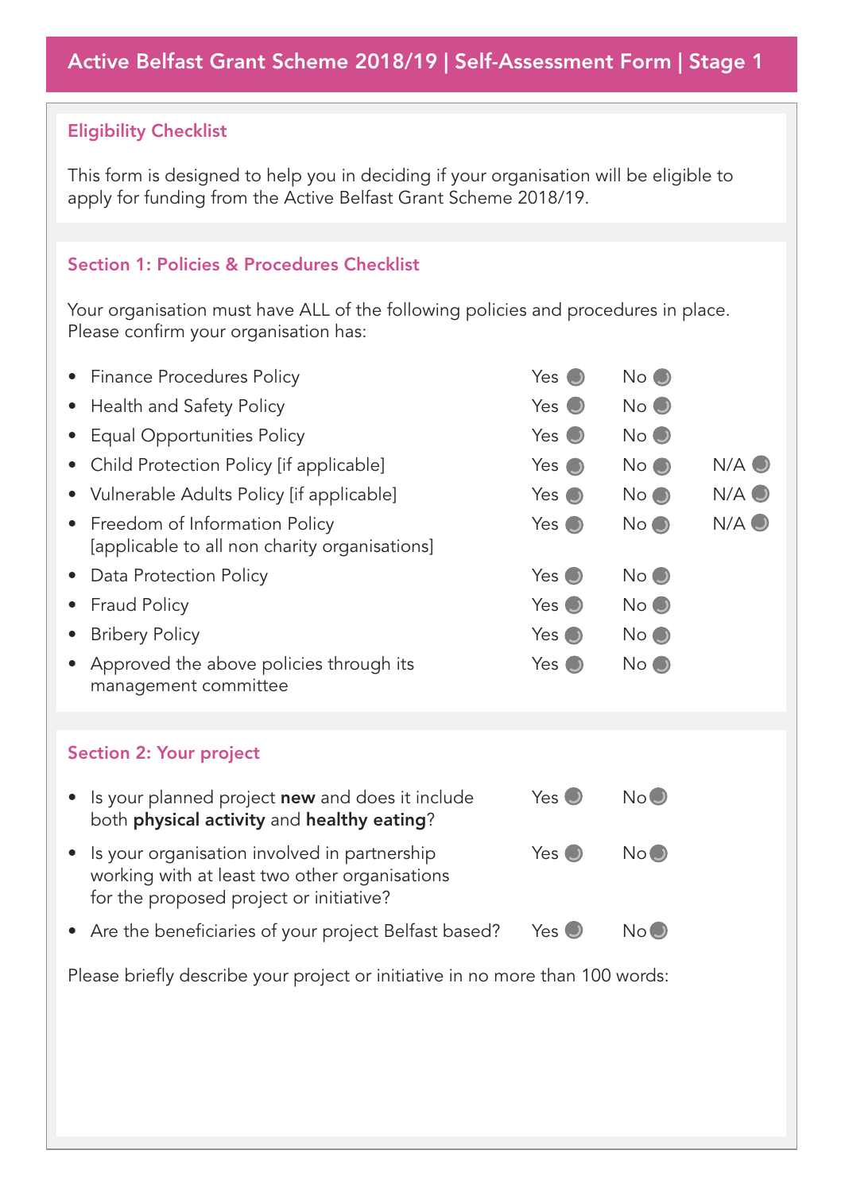# Active Belfast Grant Scheme 2018/19 | Self-Assessment Form | Stage 1

## Eligibility Checklist

This form is designed to help you in deciding if your organisation will be eligible to apply for funding from the Active Belfast Grant Scheme 2018/19.

## Section 1: Policies & Procedures Checklist

Your organisation must have ALL of the following policies and procedures in place. Please confirm your organisation has:

| | | | |
|---|---|---|---|
| • Finance Procedures Policy | Yes ○ | No ○ | |
| • Health and Safety Policy | Yes ○ | No ○ | |
| • Equal Opportunities Policy | Yes ○ | No ○ | |
| • Child Protection Policy [if applicable] | Yes ○ | No ○ | N/A ○ |
| • Vulnerable Adults Policy [if applicable] | Yes ○ | No ○ | N/A ○ |
| • Freedom of Information Policy [applicable to all non charity organisations] | Yes ○ | No ○ | N/A ○ |
| • Data Protection Policy | Yes ○ | No ○ | |
| • Fraud Policy | Yes ○ | No ○ | |
| • Bribery Policy | Yes ○ | No ○ | |
| • Approved the above policies through its management committee | Yes ○ | No ○ | |

## Section 2: Your project

| | | |
|---|---|---|
| • Is your planned project **new** and does it include both **physical activity** and **healthy eating**? | Yes ○ | No ○ |
| • Is your organisation involved in partnership working with at least two other organisations for the proposed project or initiative? | Yes ○ | No ○ |
| • Are the beneficiaries of your project Belfast based? | Yes ○ | No ○ |

Please briefly describe your project or initiative in no more than 100 words: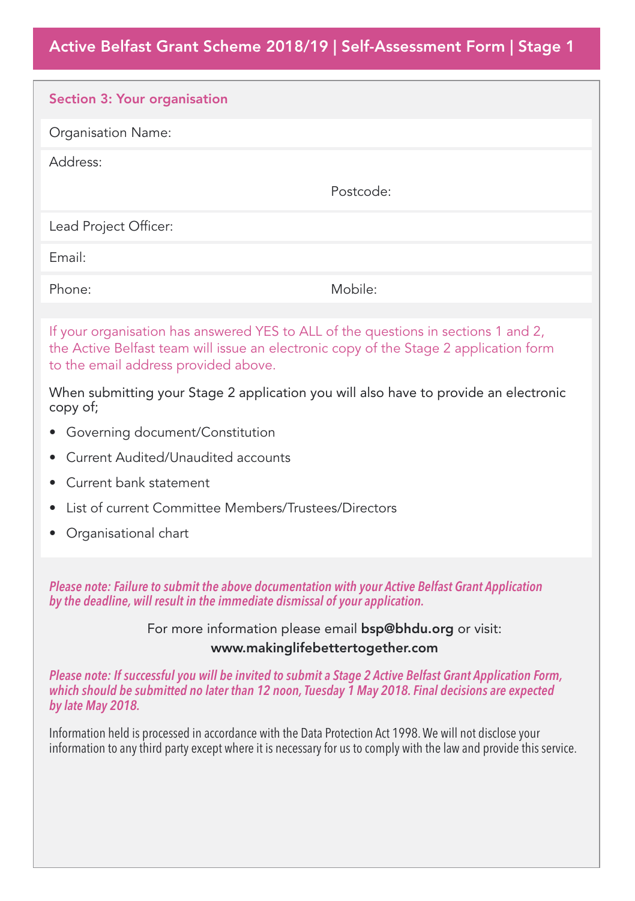# Active Belfast Grant Scheme 2018/19 | Self-Assessment Form | Stage 1

## Section 3: Your organisation

| | |
|---|---|
| Organisation Name: | |
| Address: | |
| | Postcode: |
| Lead Project Officer: | |
| Email: | |
| Phone: | Mobile: |

If your organisation has answered YES to ALL of the questions in sections 1 and 2, the Active Belfast team will issue an electronic copy of the Stage 2 application form to the email address provided above.

When submitting your Stage 2 application you will also have to provide an electronic copy of;

- Governing document/Constitution
- Current Audited/Unaudited accounts
- Current bank statement
- List of current Committee Members/Trustees/Directors
- Organisational chart

***Please note: Failure to submit the above documentation with your Active Belfast Grant Application by the deadline, will result in the immediate dismissal of your application.***

For more information please email **bsp@bhdu.org** or visit: **www.makinglifebettertogether.com**

***Please note: If successful you will be invited to submit a Stage 2 Active Belfast Grant Application Form, which should be submitted no later than 12 noon, Tuesday 1 May 2018. Final decisions are expected by late May 2018.***

Information held is processed in accordance with the Data Protection Act 1998. We will not disclose your information to any third party except where it is necessary for us to comply with the law and provide this service.